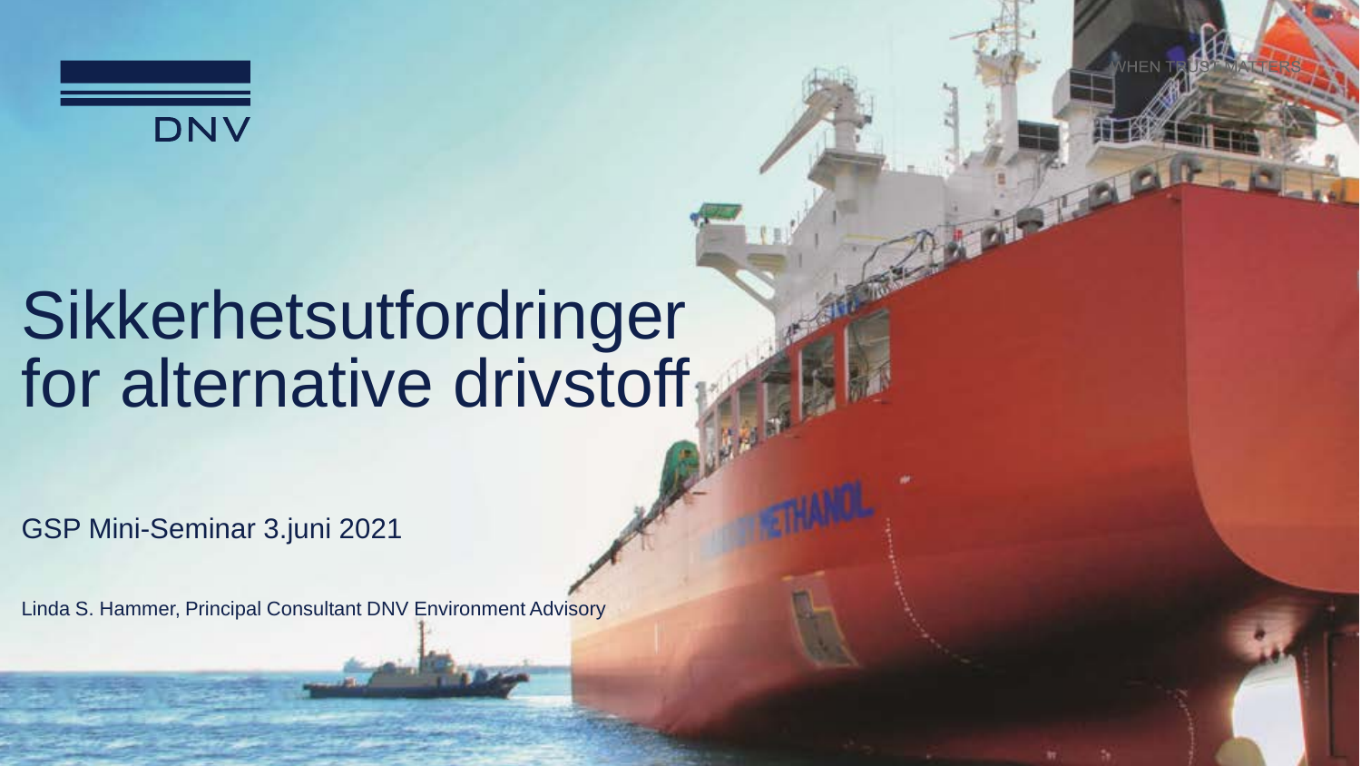DNV

WHEN TRUST MATTERS

# Sikkerhetsutfordringer for alternative drivstoff

GSP Mini-Seminar 3.juni 2021

Linda S. Hammer, Principal Consultant DNV Environment Advisory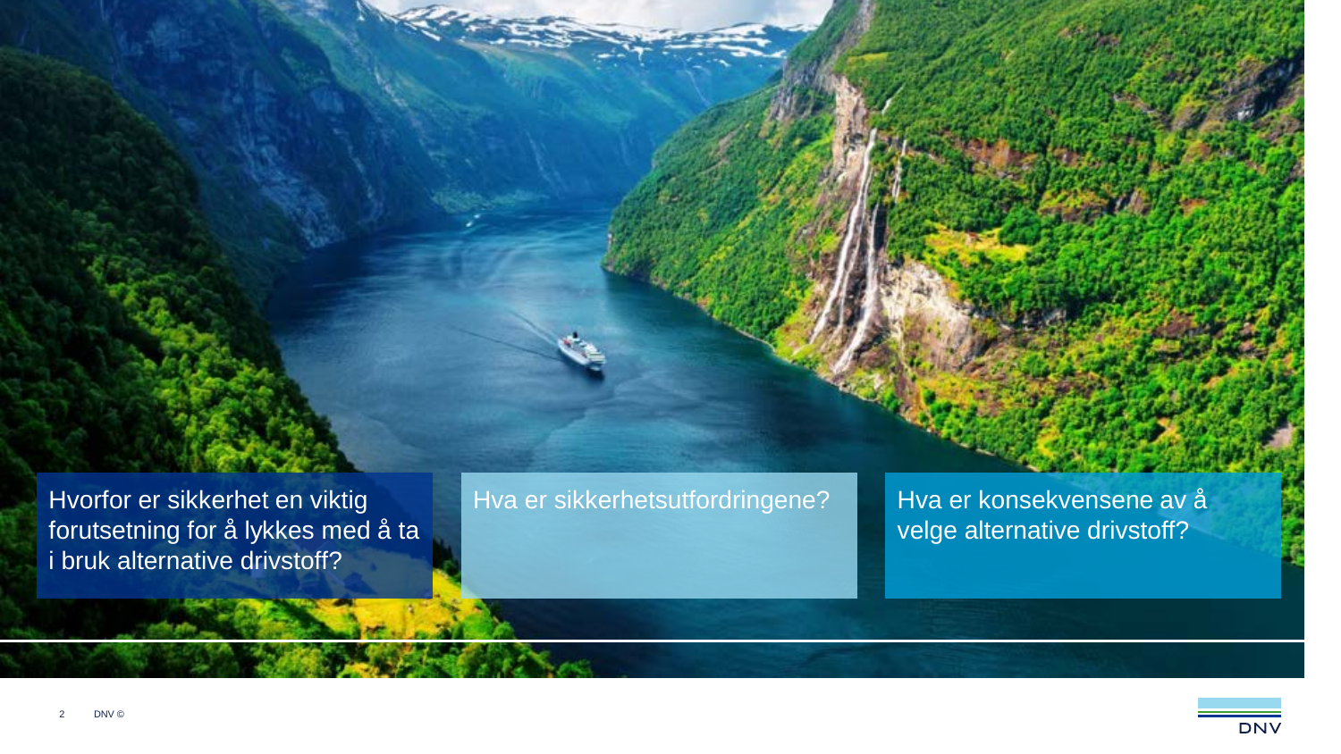Hvorfor er sikkerhet en viktig forutsetning for å lykkes med å ta i bruk alternative drivstoff?

Hva er sikkerhetsutfordringene?

Hva er konsekvensene av å velge alternative drivstoff?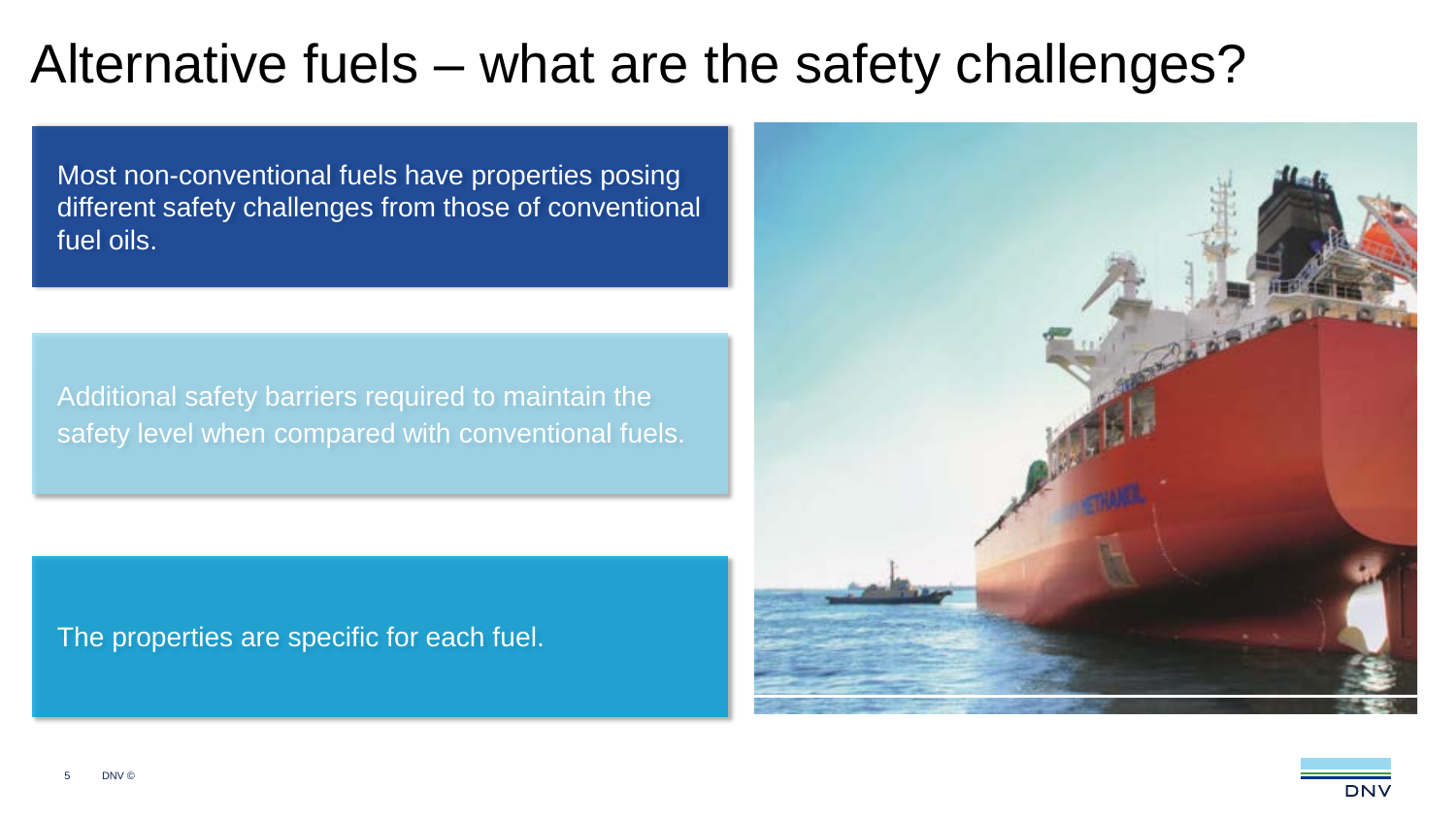# Alternative fuels – what are the safety challenges?

Most non-conventional fuels have properties posing different safety challenges from those of conventional fuel oils.

Additional safety barriers required to maintain the safety level when compared with conventional fuels.

The properties are specific for each fuel.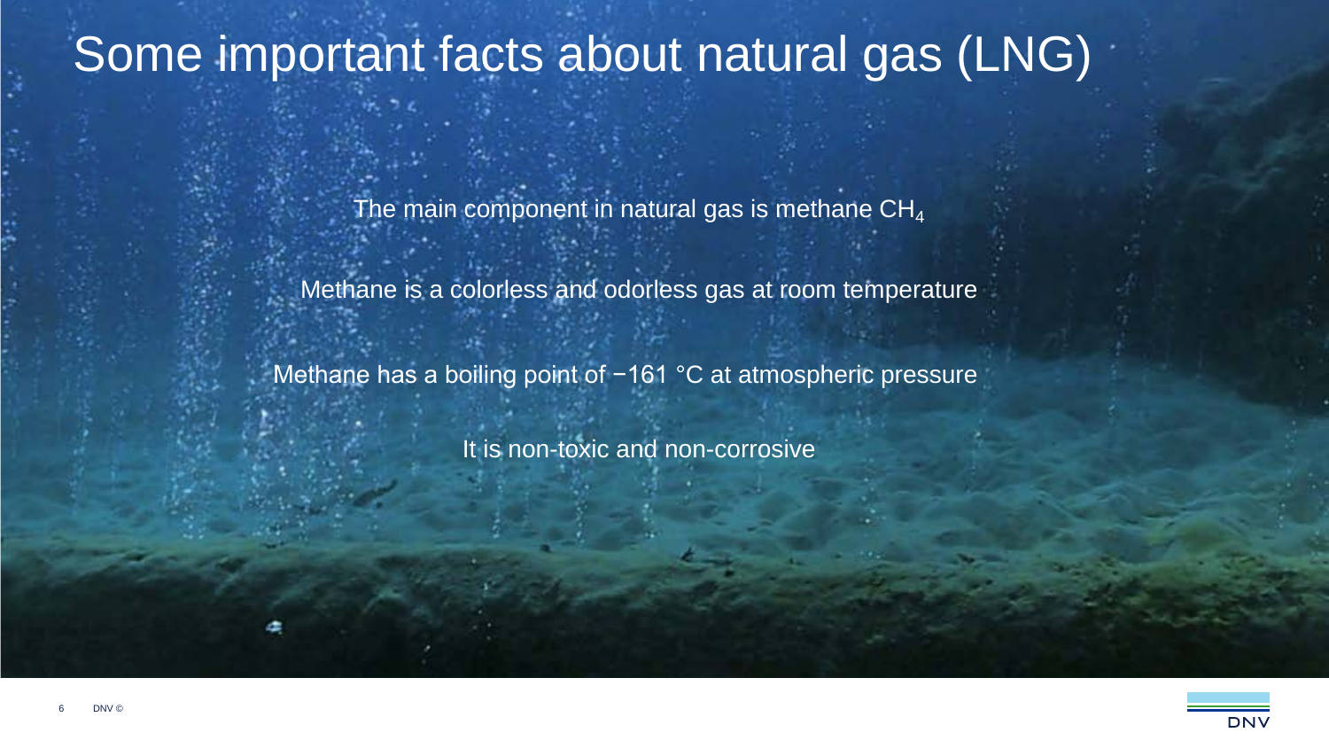# Some important facts about natural gas (LNG)

The main component in natural gas is methane $CH_4$

Methane is a colorless and odorless gas at room temperature

Methane has a boiling point of −161 °C at atmospheric pressure

It is non-toxic and non-corrosive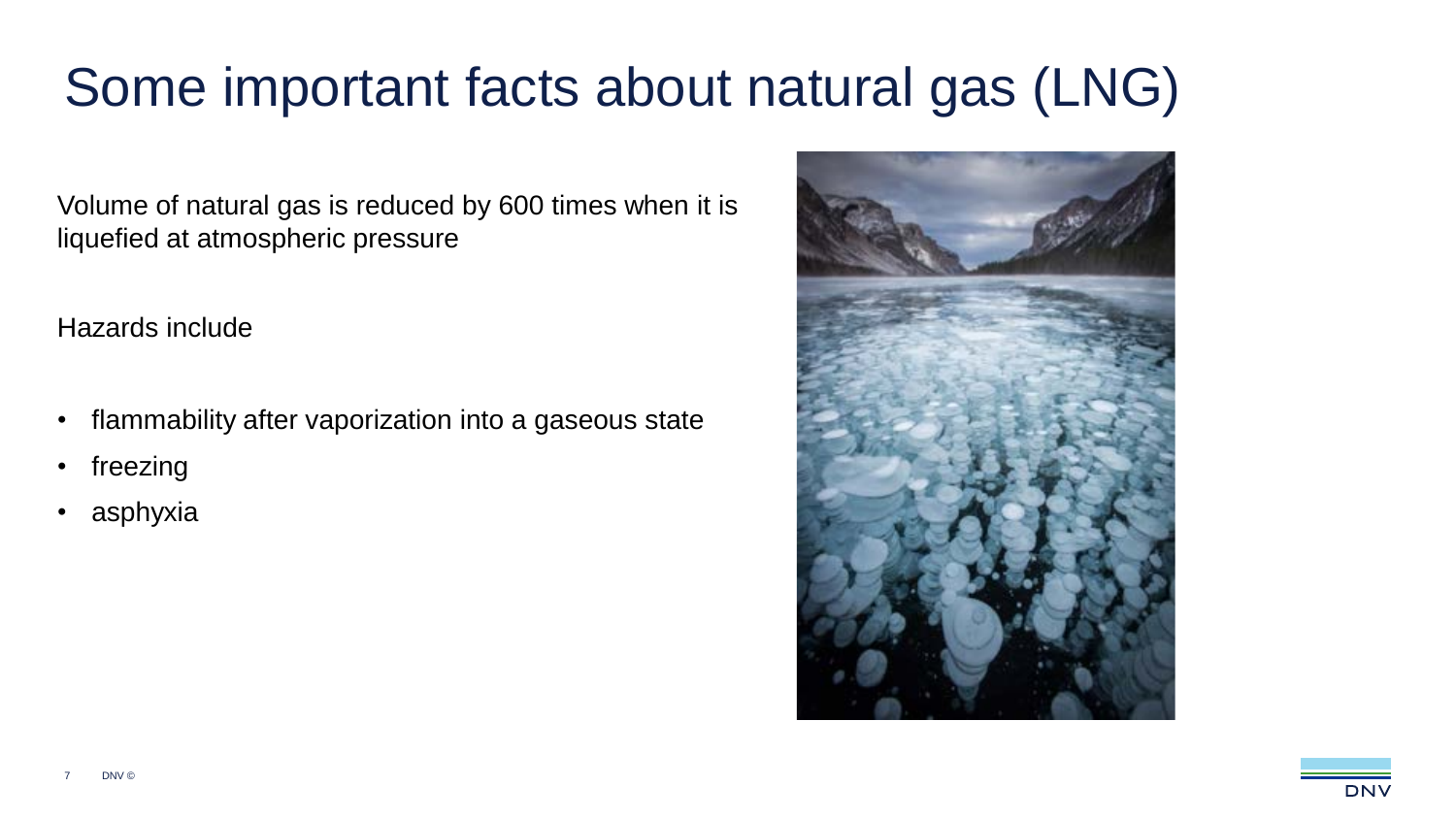# Some important facts about natural gas (LNG)

Volume of natural gas is reduced by 600 times when it is liquefied at atmospheric pressure

Hazards include

- flammability after vaporization into a gaseous state
- freezing
- asphyxia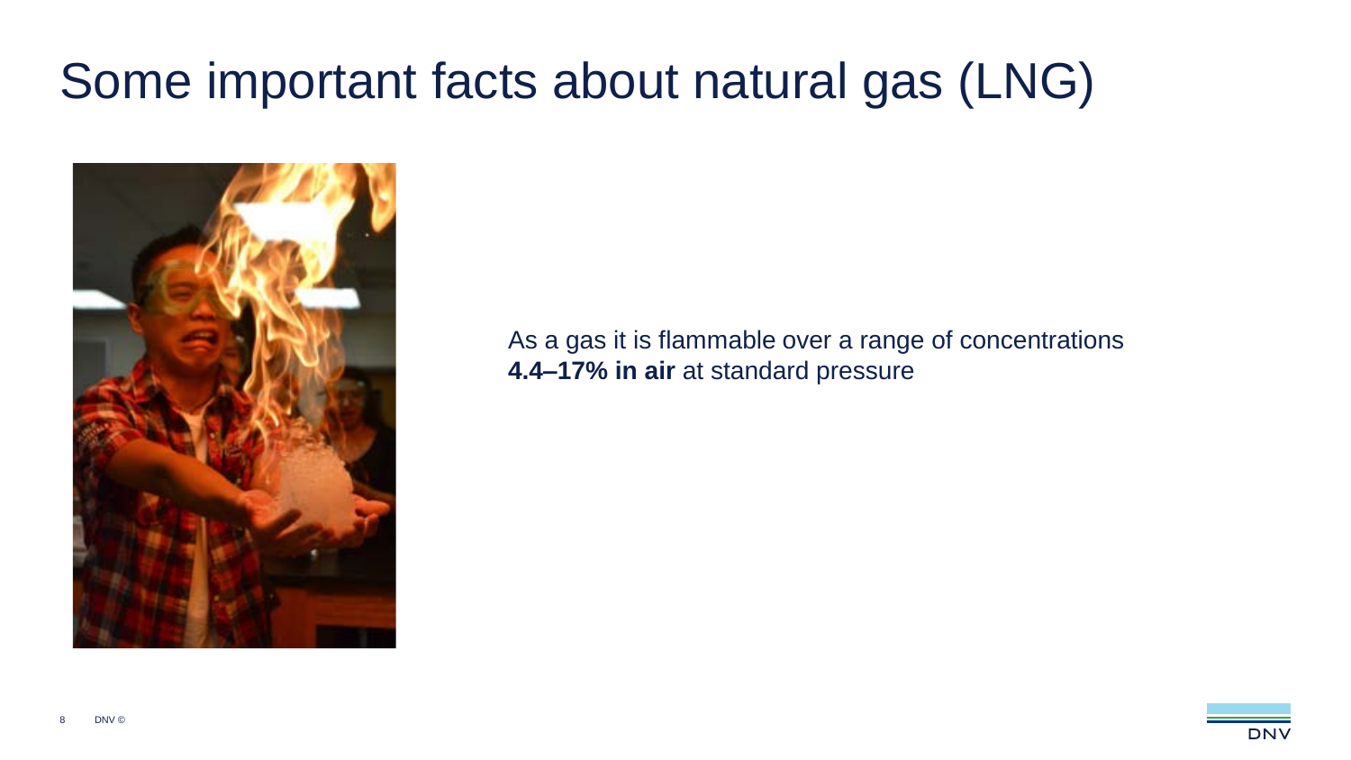# Some important facts about natural gas (LNG)

As a gas it is flammable over a range of concentrations **4.4–17% in air** at standard pressure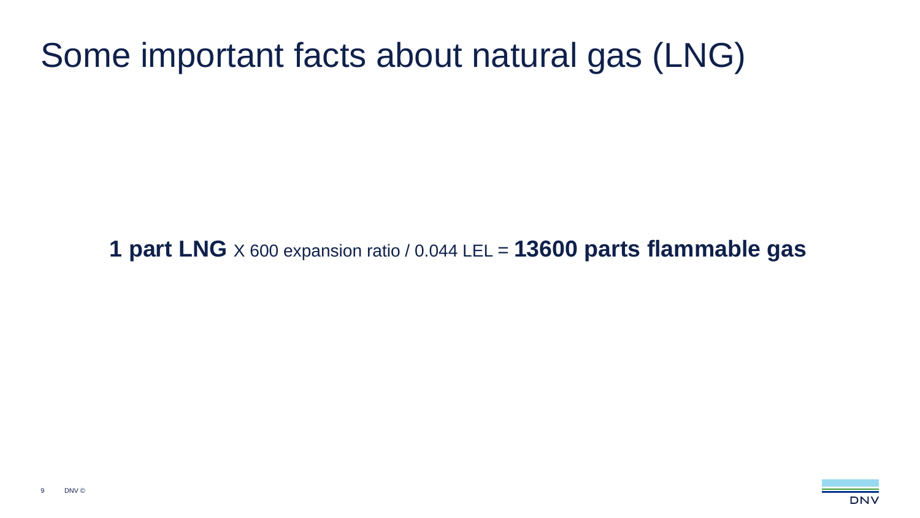# Some important facts about natural gas (LNG)

**1 part LNG** X 600 expansion ratio / 0.044 LEL = **13600 parts flammable gas**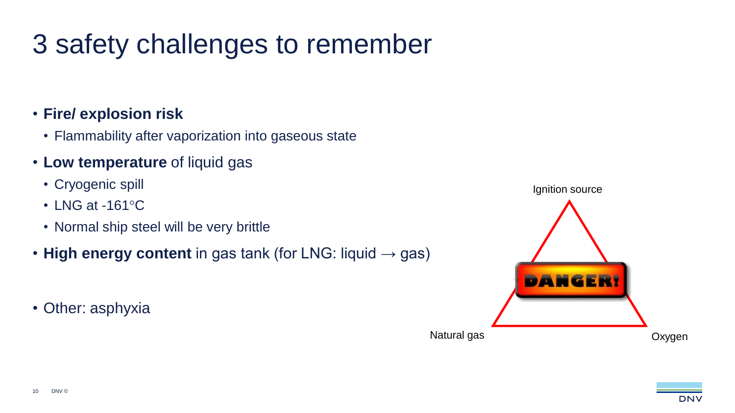# 3 safety challenges to remember

- **Fire/ explosion risk**
  - Flammability after vaporization into gaseous state
- **Low temperature** of liquid gas
  - Cryogenic spill
  - LNG at -161°C
  - Normal ship steel will be very brittle
- **High energy content** in gas tank (for LNG: liquid → gas)

- Other: asphyxia

Ignition source

DANGER!

Natural gas

Oxygen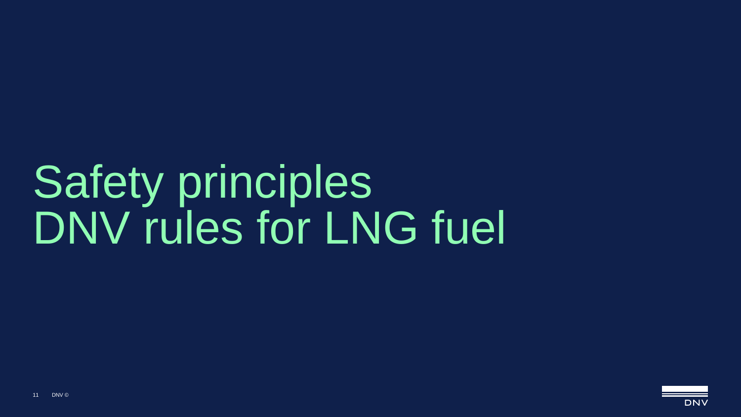# Safety principles DNV rules for LNG fuel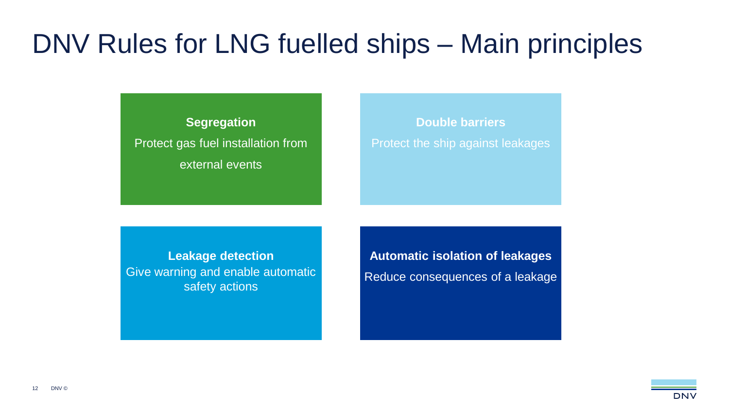# DNV Rules for LNG fuelled ships – Main principles

**Segregation**

Protect gas fuel installation from external events

**Double barriers**

Protect the ship against leakages

**Leakage detection**

Give warning and enable automatic safety actions

**Automatic isolation of leakages**

Reduce consequences of a leakage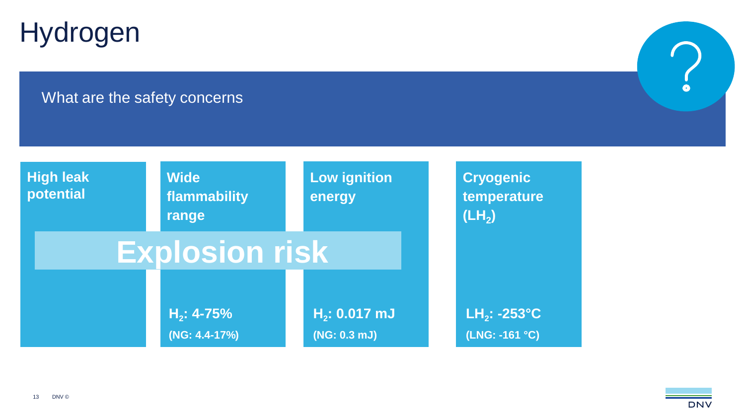# Hydrogen

What are the safety concerns

**High leak potential**

**Wide flammability range**

**$H_2$: 4-75%**
**(NG: 4.4-17%)**

**Low ignition energy**

**$H_2$: 0.017 mJ**
**(NG: 0.3 mJ)**

**Explosion risk**

**Cryogenic temperature ($LH_2$)**

**$LH_2$: -253°C**
**(LNG: -161 °C)**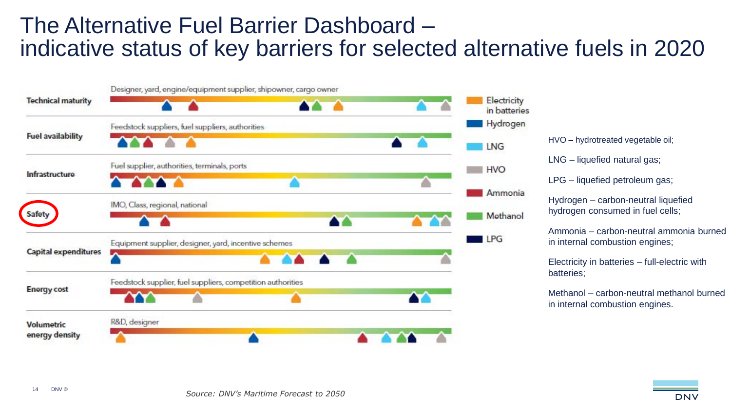# The Alternative Fuel Barrier Dashboard – indicative status of key barriers for selected alternative fuels in 2020

**Technical maturity** — Designer, yard, engine/equipment supplier, shipowner, cargo owner

**Fuel availability** — Feedstock suppliers, fuel suppliers, authorities

**Infrastructure** — Fuel supplier, authorities, terminals, ports

**Safety** — IMO, Class, regional, national

**Capital expenditures** — Equipment supplier, designer, yard, incentive schemes

**Energy cost** — Feedstock supplier, fuel suppliers, competition authorities

**Volumetric energy density** — R&D, designer

Legend: Electricity in batteries; Hydrogen; LNG; HVO; Ammonia; Methanol; LPG

HVO – hydrotreated vegetable oil;

LNG – liquefied natural gas;

LPG – liquefied petroleum gas;

Hydrogen – carbon-neutral liquefied hydrogen consumed in fuel cells;

Ammonia – carbon-neutral ammonia burned in internal combustion engines;

Electricity in batteries – full-electric with batteries;

Methanol – carbon-neutral methanol burned in internal combustion engines.

*Source: DNV's Maritime Forecast to 2050*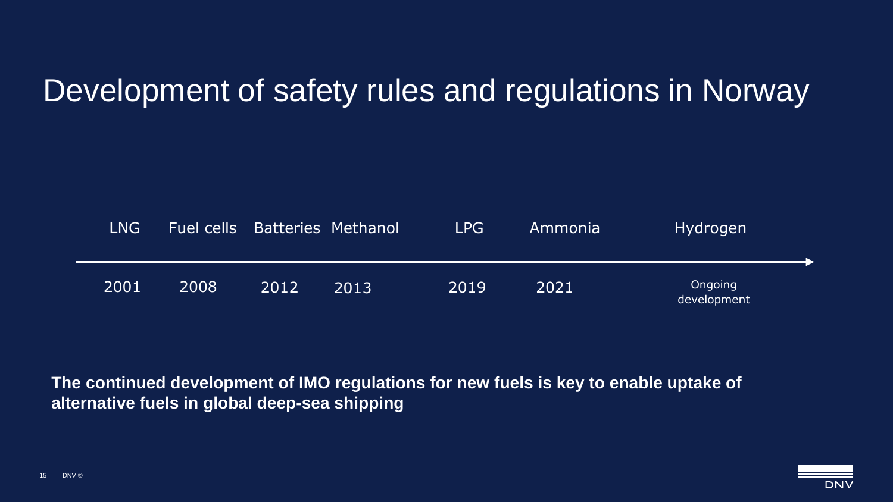# Development of safety rules and regulations in Norway

| LNG | Fuel cells | Batteries | Methanol | LPG | Ammonia | Hydrogen |
|---|---|---|---|---|---|---|
| 2001 | 2008 | 2012 | 2013 | 2019 | 2021 | Ongoing development |

**The continued development of IMO regulations for new fuels is key to enable uptake of alternative fuels in global deep-sea shipping**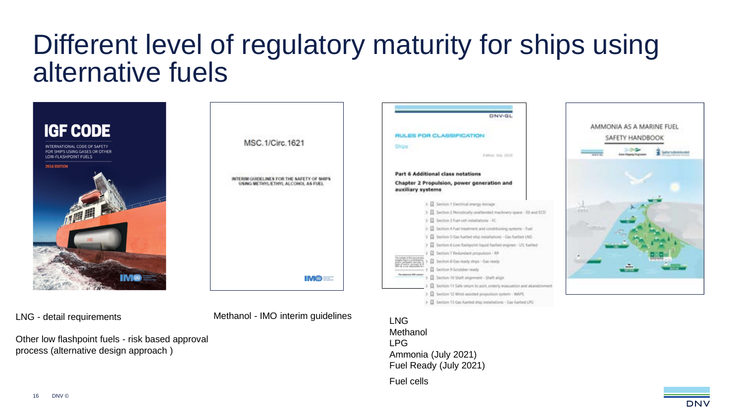# Different level of regulatory maturity for ships using alternative fuels

LNG - detail requirements

Other low flashpoint fuels - risk based approval process (alternative design approach )

Methanol - IMO interim guidelines

LNG
Methanol
LPG
Ammonia (July 2021)
Fuel Ready (July 2021)

Fuel cells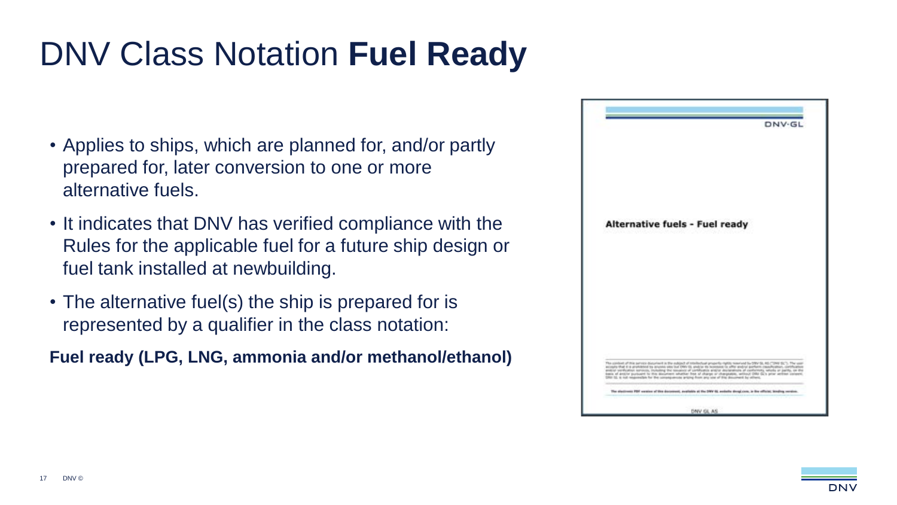# DNV Class Notation **Fuel Ready**

- Applies to ships, which are planned for, and/or partly prepared for, later conversion to one or more alternative fuels.
- It indicates that DNV has verified compliance with the Rules for the applicable fuel for a future ship design or fuel tank installed at newbuilding.
- The alternative fuel(s) the ship is prepared for is represented by a qualifier in the class notation:

**Fuel ready (LPG, LNG, ammonia and/or methanol/ethanol)**

DNV·GL

**Alternative fuels - Fuel ready**

DNV GL AS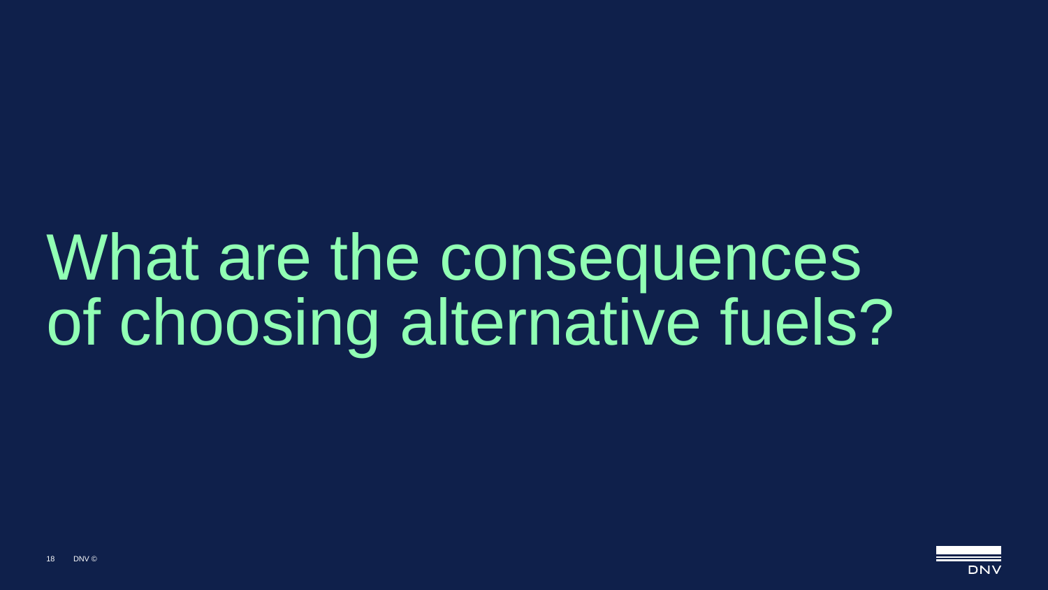# What are the consequences of choosing alternative fuels?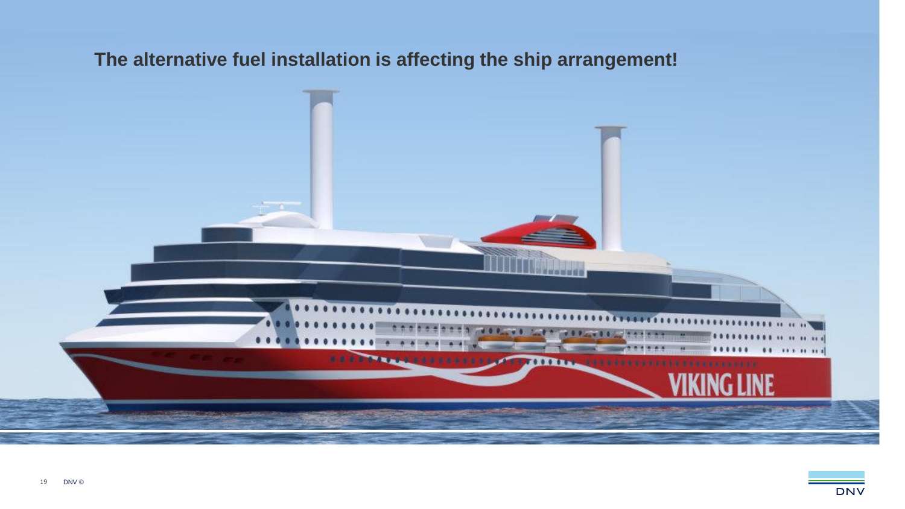# The alternative fuel installation is affecting the ship arrangement!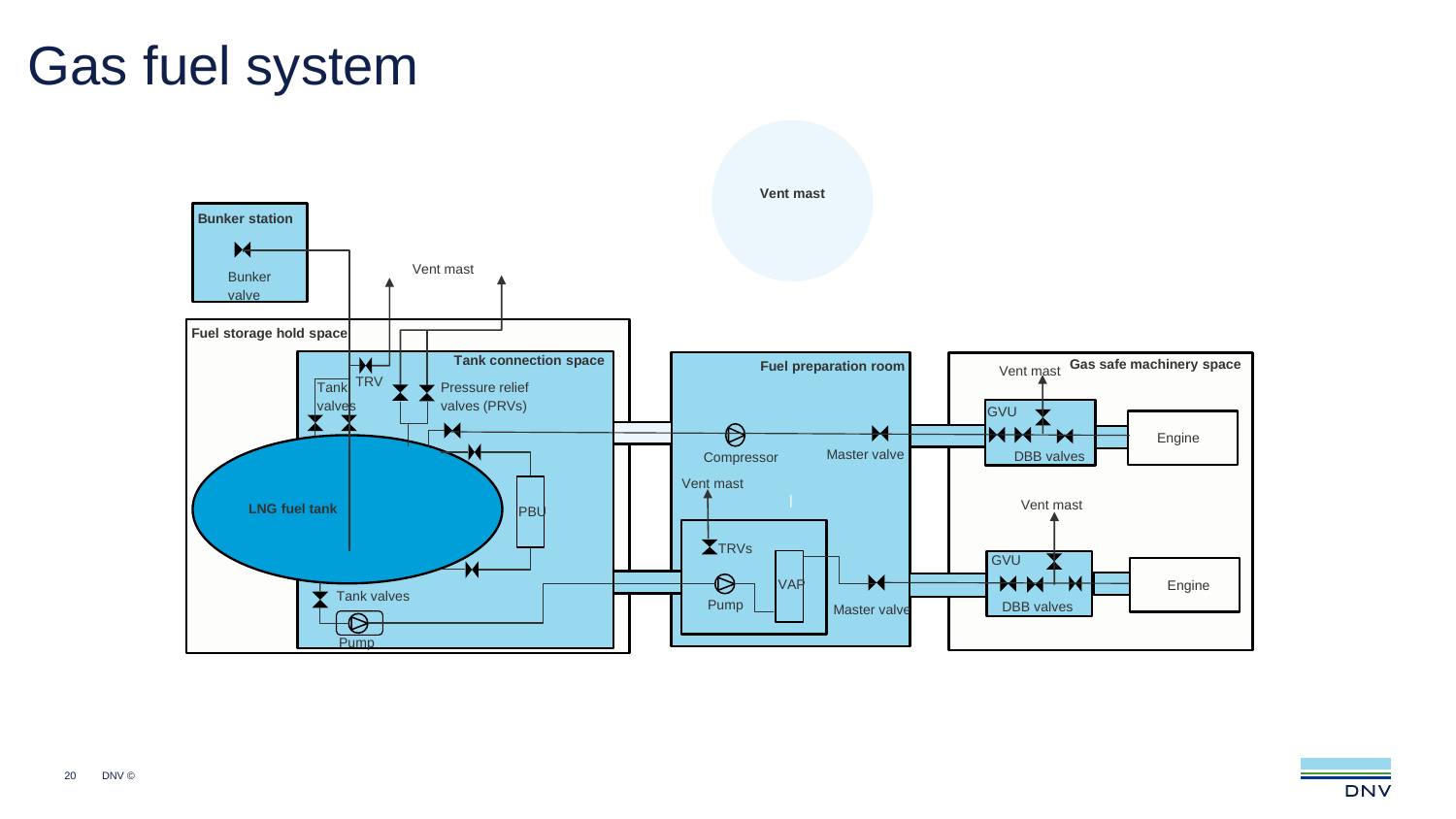# Gas fuel system

Vent mast

**Bunker station**

Bunker valve

Vent mast

**Fuel storage hold space**

**Tank connection space**

TRV

Tank valves

Pressure relief valves (PRVs)

**LNG fuel tank**

PBU

Tank valves

Pump

**Fuel preparation room**

Compressor

Master valve

Vent mast

TRVs

VAP

Pump

Master valve

**Gas safe machinery space**

Vent mast

GVU

DBB valves

Engine

Vent mast

GVU

DBB valves

Engine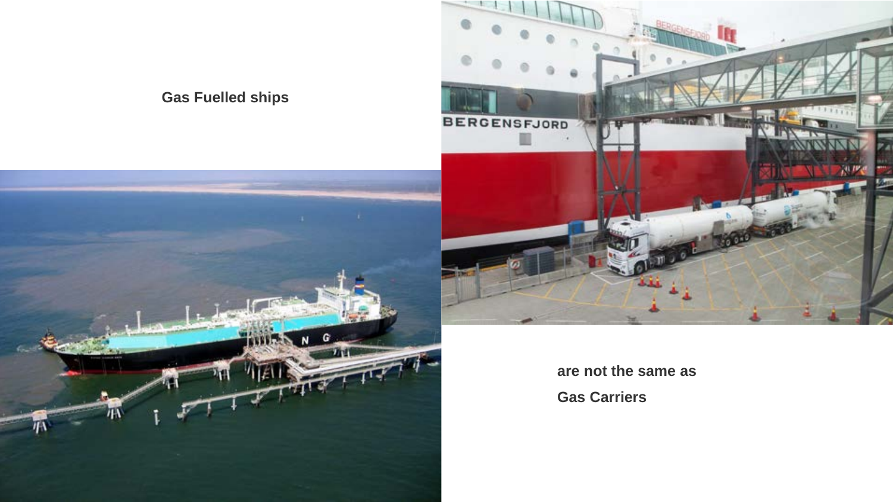**Gas Fuelled ships**

**are not the same as**

**Gas Carriers**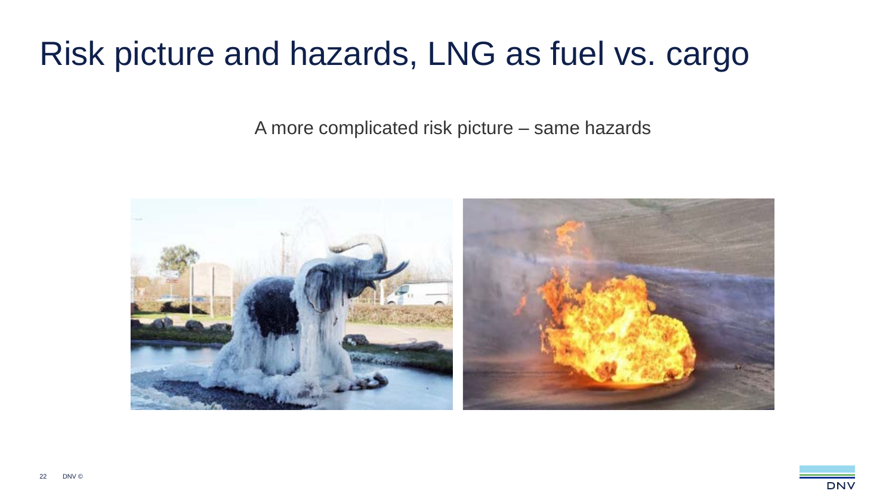# Risk picture and hazards, LNG as fuel vs. cargo

A more complicated risk picture – same hazards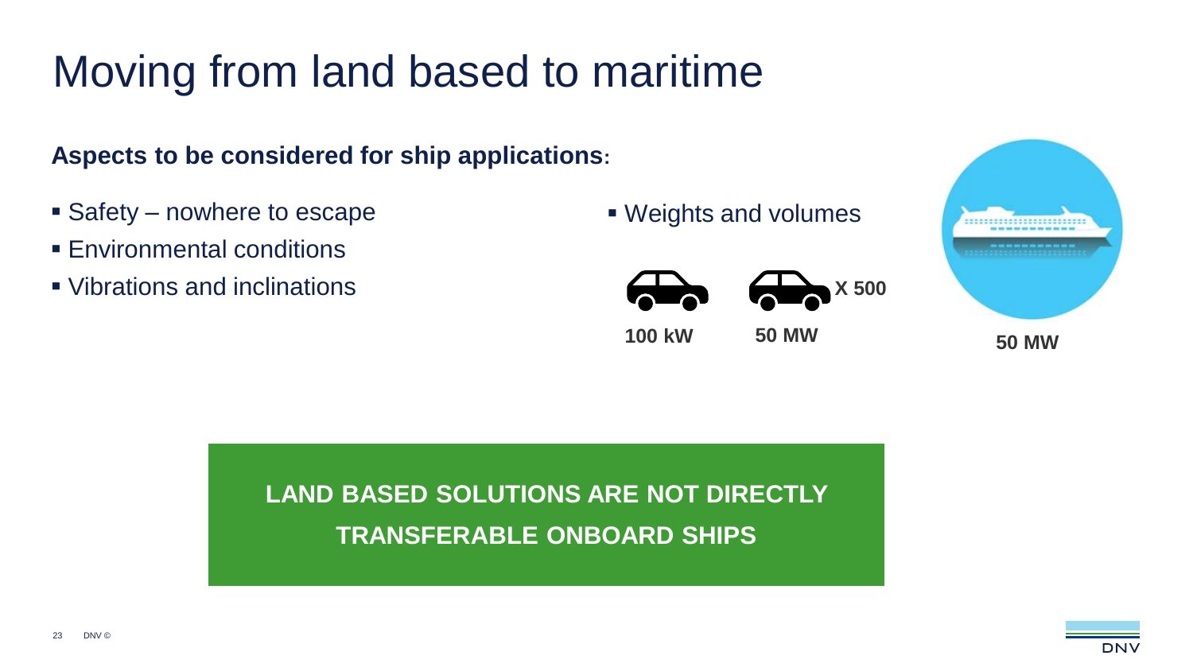# Moving from land based to maritime

**Aspects to be considered for ship applications:**

- Safety – nowhere to escape
- Environmental conditions
- Vibrations and inclinations
- Weights and volumes

**100 kW** **50 MW** **X 500** **50 MW**

**LAND BASED SOLUTIONS ARE NOT DIRECTLY TRANSFERABLE ONBOARD SHIPS**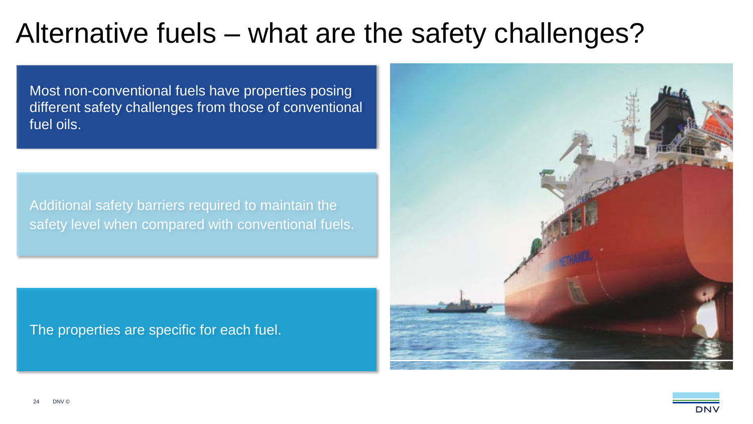# Alternative fuels – what are the safety challenges?

Most non-conventional fuels have properties posing different safety challenges from those of conventional fuel oils.

Additional safety barriers required to maintain the safety level when compared with conventional fuels.

The properties are specific for each fuel.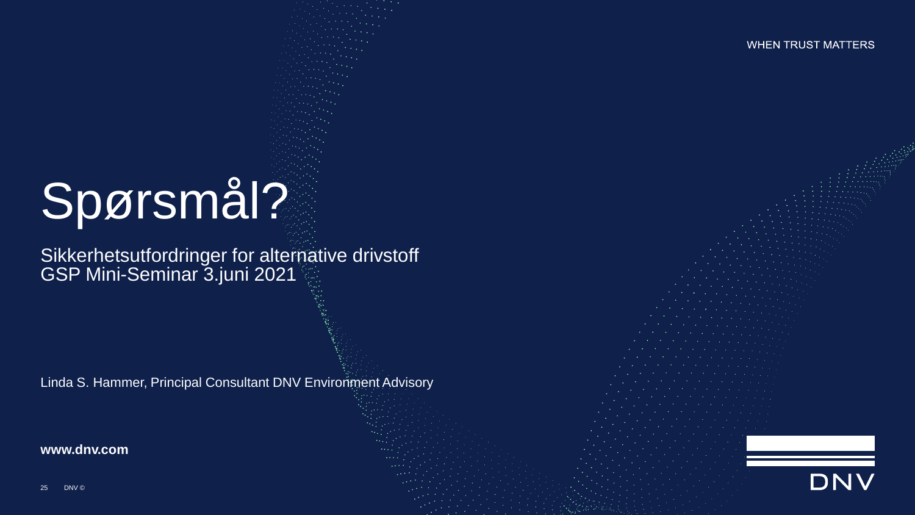WHEN TRUST MATTERS

# Spørsmål?

Sikkerhetsutfordringer for alternative drivstoff
GSP Mini-Seminar 3.juni 2021

Linda S. Hammer, Principal Consultant DNV Environment Advisory

**www.dnv.com**

DNV